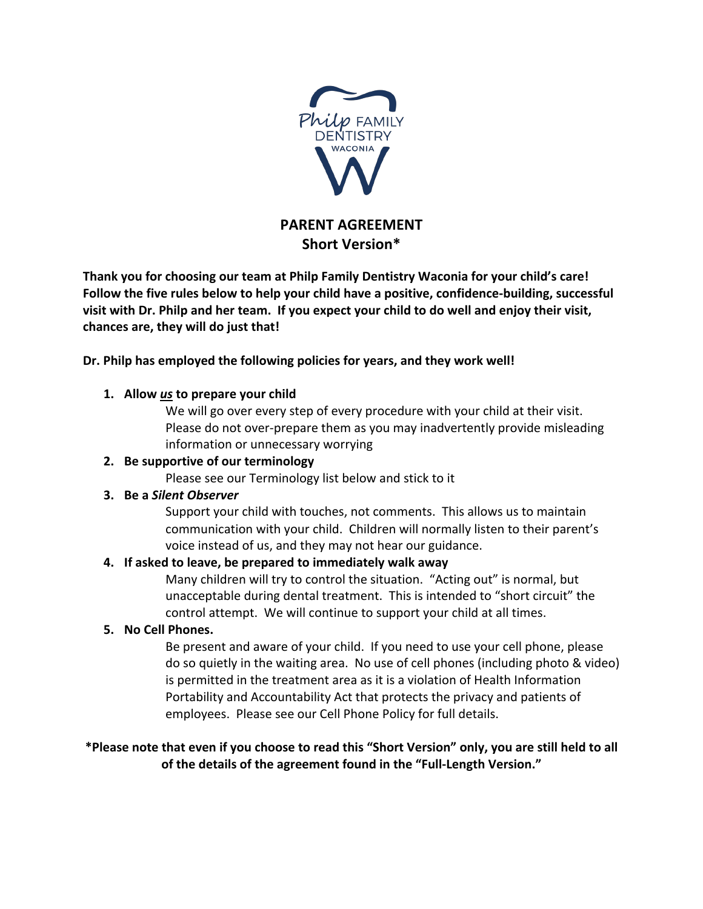# PARENT AGREEMENT
## Short Version*

**Thank you for choosing our team at Philp Family Dentistry Waconia for your child's care! Follow the five rules below to help your child have a positive, confidence-building, successful visit with Dr. Philp and her team. If you expect your child to do well and enjoy their visit, chances are, they will do just that!**

**Dr. Philp has employed the following policies for years, and they work well!**

1. **Allow *us* to prepare your child**
   We will go over every step of every procedure with your child at their visit. Please do not over-prepare them as you may inadvertently provide misleading information or unnecessary worrying
2. **Be supportive of our terminology**
   Please see our Terminology list below and stick to it
3. **Be a *Silent Observer***
   Support your child with touches, not comments. This allows us to maintain communication with your child. Children will normally listen to their parent's voice instead of us, and they may not hear our guidance.
4. **If asked to leave, be prepared to immediately walk away**
   Many children will try to control the situation. "Acting out" is normal, but unacceptable during dental treatment. This is intended to "short circuit" the control attempt. We will continue to support your child at all times.
5. **No Cell Phones.**
   Be present and aware of your child. If you need to use your cell phone, please do so quietly in the waiting area. No use of cell phones (including photo & video) is permitted in the treatment area as it is a violation of Health Information Portability and Accountability Act that protects the privacy and patients of employees. Please see our Cell Phone Policy for full details.

**\*Please note that even if you choose to read this "Short Version" only, you are still held to all of the details of the agreement found in the "Full-Length Version."**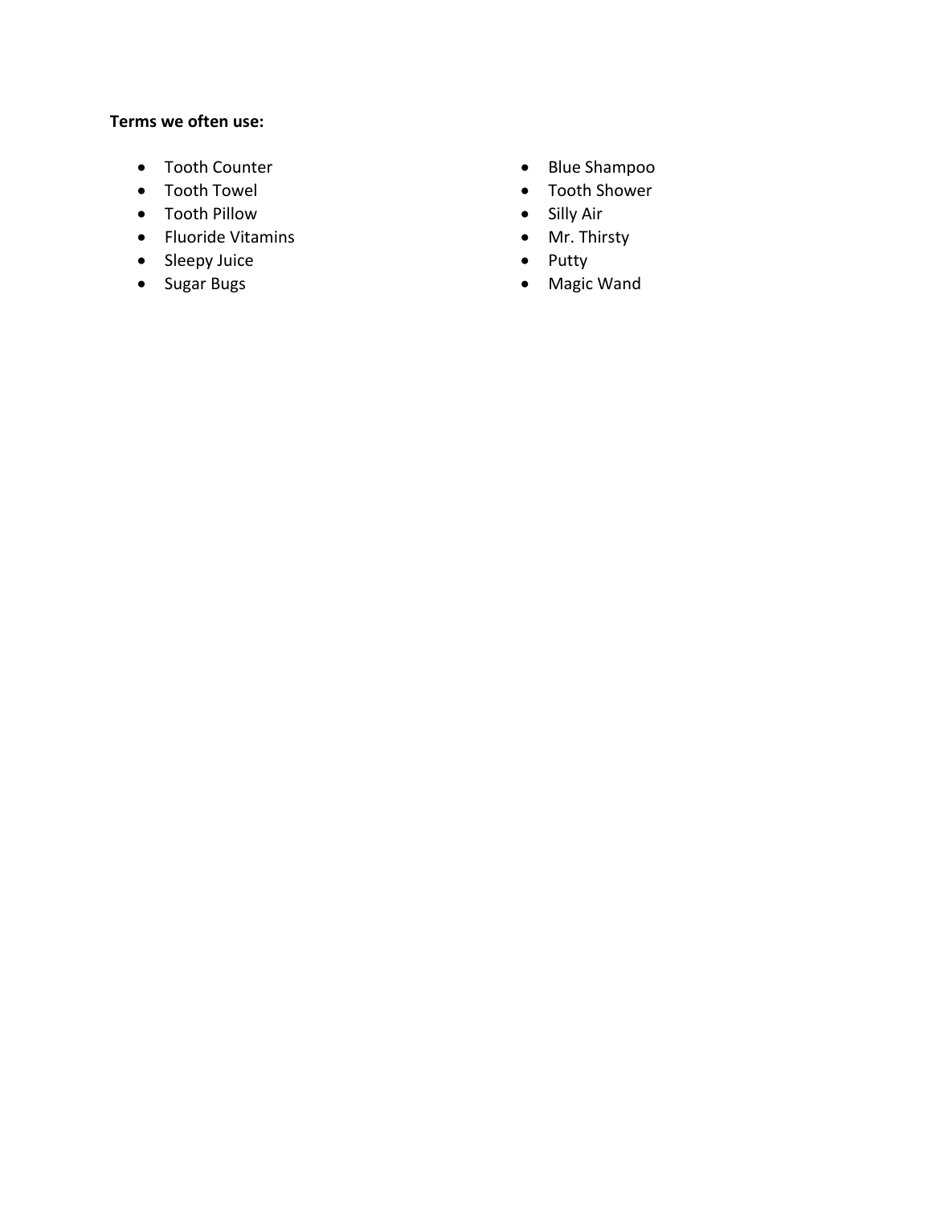**Terms we often use:**

- Tooth Counter
- Tooth Towel
- Tooth Pillow
- Fluoride Vitamins
- Sleepy Juice
- Sugar Bugs
- Blue Shampoo
- Tooth Shower
- Silly Air
- Mr. Thirsty
- Putty
- Magic Wand